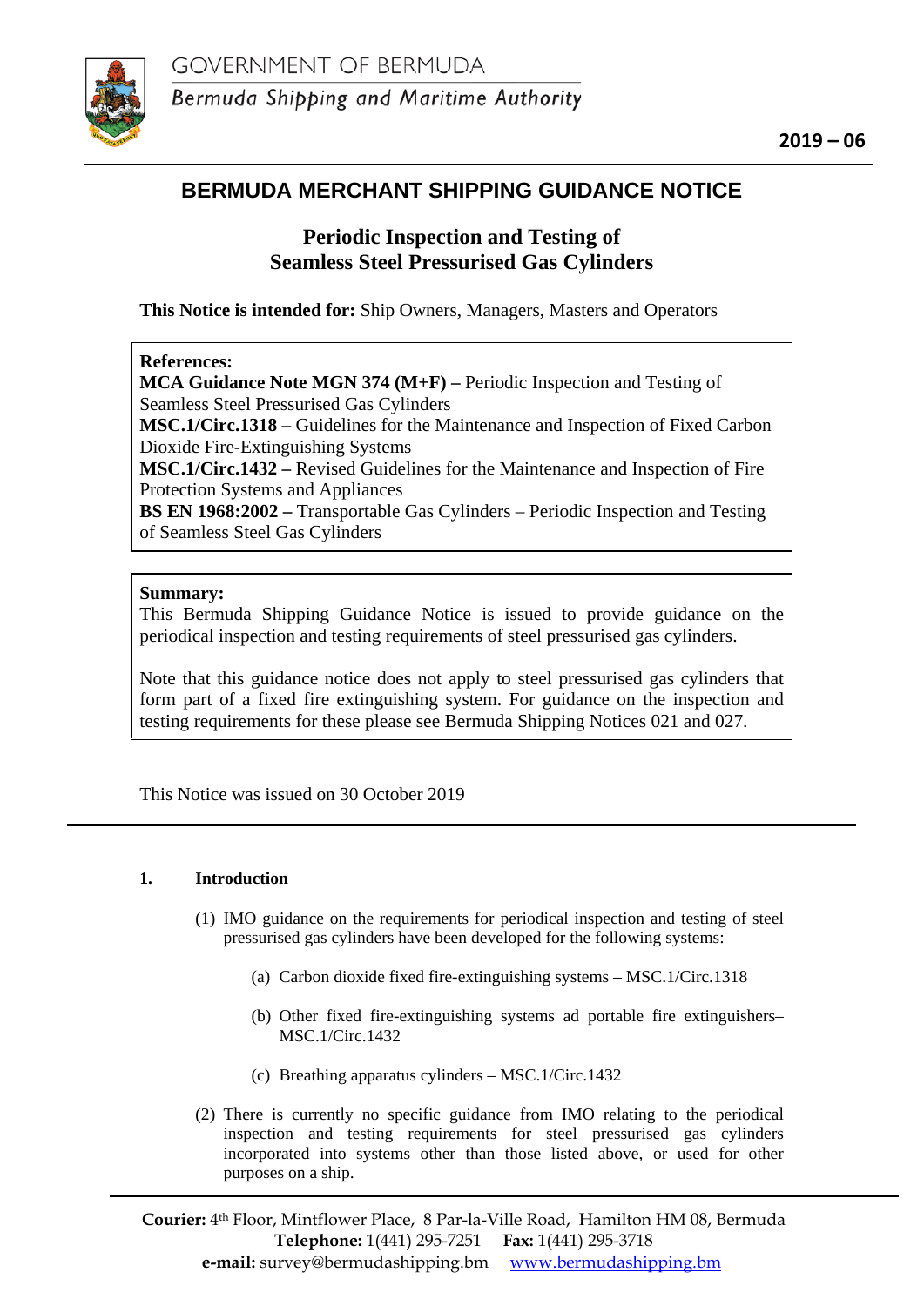GOVERNMENT OF BERMUDA

*Bermuda Shipping and Maritime Authority*

**2019 – 06**

# BERMUDA MERCHANT SHIPPING GUIDANCE NOTICE

## Periodic Inspection and Testing of Seamless Steel Pressurised Gas Cylinders

**This Notice is intended for:** Ship Owners, Managers, Masters and Operators

**References:**
**MCA Guidance Note MGN 374 (M+F) –** Periodic Inspection and Testing of Seamless Steel Pressurised Gas Cylinders
**MSC.1/Circ.1318 –** Guidelines for the Maintenance and Inspection of Fixed Carbon Dioxide Fire-Extinguishing Systems
**MSC.1/Circ.1432 –** Revised Guidelines for the Maintenance and Inspection of Fire Protection Systems and Appliances
**BS EN 1968:2002 –** Transportable Gas Cylinders – Periodic Inspection and Testing of Seamless Steel Gas Cylinders

**Summary:**
This Bermuda Shipping Guidance Notice is issued to provide guidance on the periodical inspection and testing requirements of steel pressurised gas cylinders.

Note that this guidance notice does not apply to steel pressurised gas cylinders that form part of a fixed fire extinguishing system. For guidance on the inspection and testing requirements for these please see Bermuda Shipping Notices 021 and 027.

This Notice was issued on 30 October 2019

---

### 1. Introduction

(1) IMO guidance on the requirements for periodical inspection and testing of steel pressurised gas cylinders have been developed for the following systems:

(a) Carbon dioxide fixed fire-extinguishing systems – MSC.1/Circ.1318

(b) Other fixed fire-extinguishing systems ad portable fire extinguishers– MSC.1/Circ.1432

(c) Breathing apparatus cylinders – MSC.1/Circ.1432

(2) There is currently no specific guidance from IMO relating to the periodical inspection and testing requirements for steel pressurised gas cylinders incorporated into systems other than those listed above, or used for other purposes on a ship.

**Courier:** 4th Floor, Mintflower Place, 8 Par-la-Ville Road, Hamilton HM 08, Bermuda
**Telephone:** 1(441) 295-7251 **Fax:** 1(441) 295-3718
**e-mail:** survey@bermudashipping.bm www.bermudashipping.bm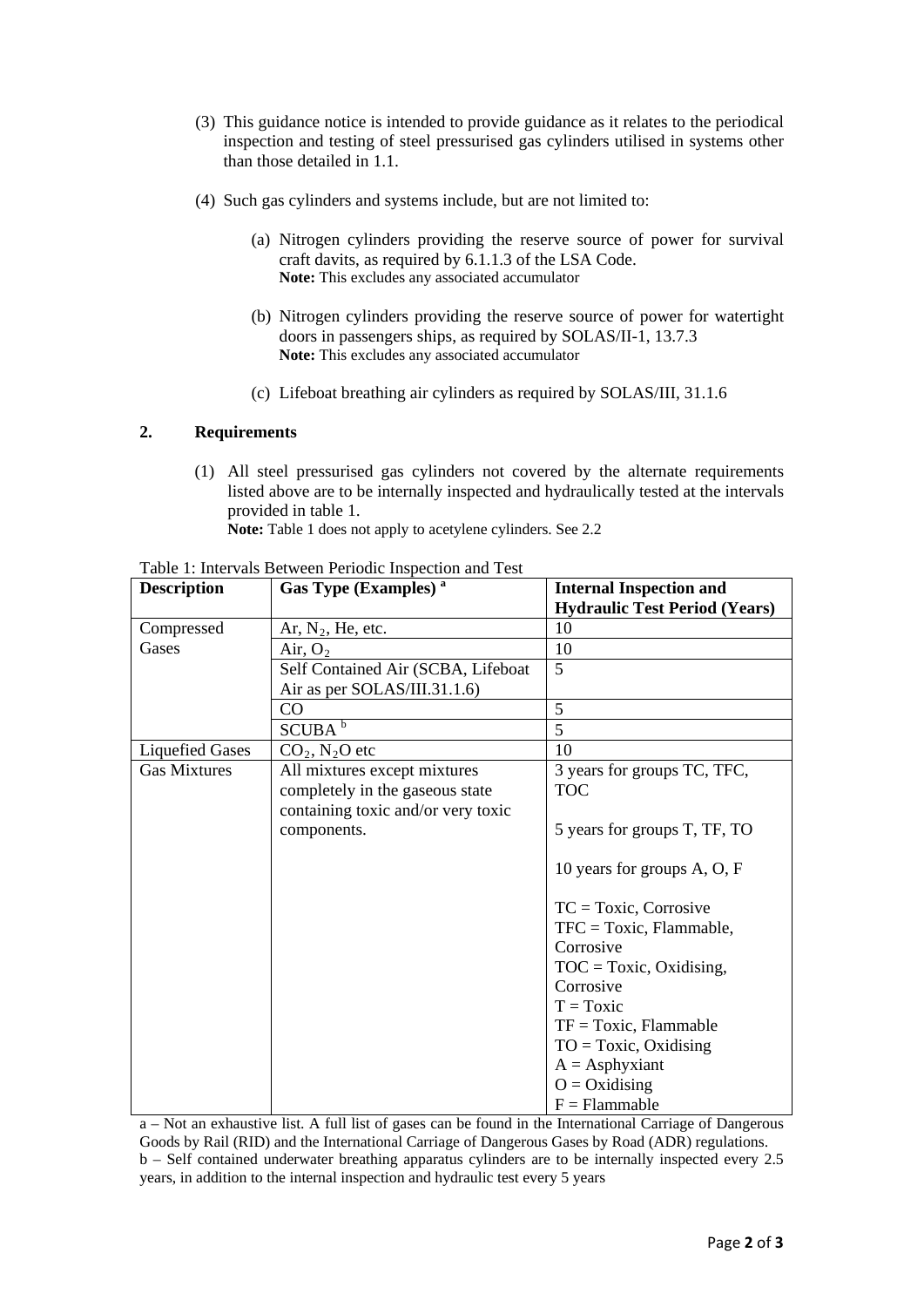(3) This guidance notice is intended to provide guidance as it relates to the periodical inspection and testing of steel pressurised gas cylinders utilised in systems other than those detailed in 1.1.

(4) Such gas cylinders and systems include, but are not limited to:

   (a) Nitrogen cylinders providing the reserve source of power for survival craft davits, as required by 6.1.1.3 of the LSA Code.
   **Note:** This excludes any associated accumulator

   (b) Nitrogen cylinders providing the reserve source of power for watertight doors in passengers ships, as required by SOLAS/II-1, 13.7.3
   **Note:** This excludes any associated accumulator

   (c) Lifeboat breathing air cylinders as required by SOLAS/III, 31.1.6

## 2. Requirements

(1) All steel pressurised gas cylinders not covered by the alternate requirements listed above are to be internally inspected and hydraulically tested at the intervals provided in table 1.
**Note:** Table 1 does not apply to acetylene cylinders. See 2.2

Table 1: Intervals Between Periodic Inspection and Test

| **Description** | **Gas Type (Examples)** [a] | **Internal Inspection and Hydraulic Test Period (Years)** |
|---|---|---|
| Compressed Gases | Ar, $N_2$, He, etc. | 10 |
| | Air, $O_2$ | 10 |
| | Self Contained Air (SCBA, Lifeboat Air as per SOLAS/III.31.1.6) | 5 |
| | CO | 5 |
| | SCUBA [b] | 5 |
| Liquefied Gases | $CO_2$, $N_2O$ etc | 10 |
| Gas Mixtures | All mixtures except mixtures completely in the gaseous state containing toxic and/or very toxic components. | 3 years for groups TC, TFC, TOC<br><br>5 years for groups T, TF, TO<br><br>10 years for groups A, O, F<br><br>TC = Toxic, Corrosive<br>TFC = Toxic, Flammable, Corrosive<br>TOC = Toxic, Oxidising, Corrosive<br>T = Toxic<br>TF = Toxic, Flammable<br>TO = Toxic, Oxidising<br>A = Asphyxiant<br>O = Oxidising<br>F = Flammable |

a – Not an exhaustive list. A full list of gases can be found in the International Carriage of Dangerous Goods by Rail (RID) and the International Carriage of Dangerous Gases by Road (ADR) regulations.
b – Self contained underwater breathing apparatus cylinders are to be internally inspected every 2.5 years, in addition to the internal inspection and hydraulic test every 5 years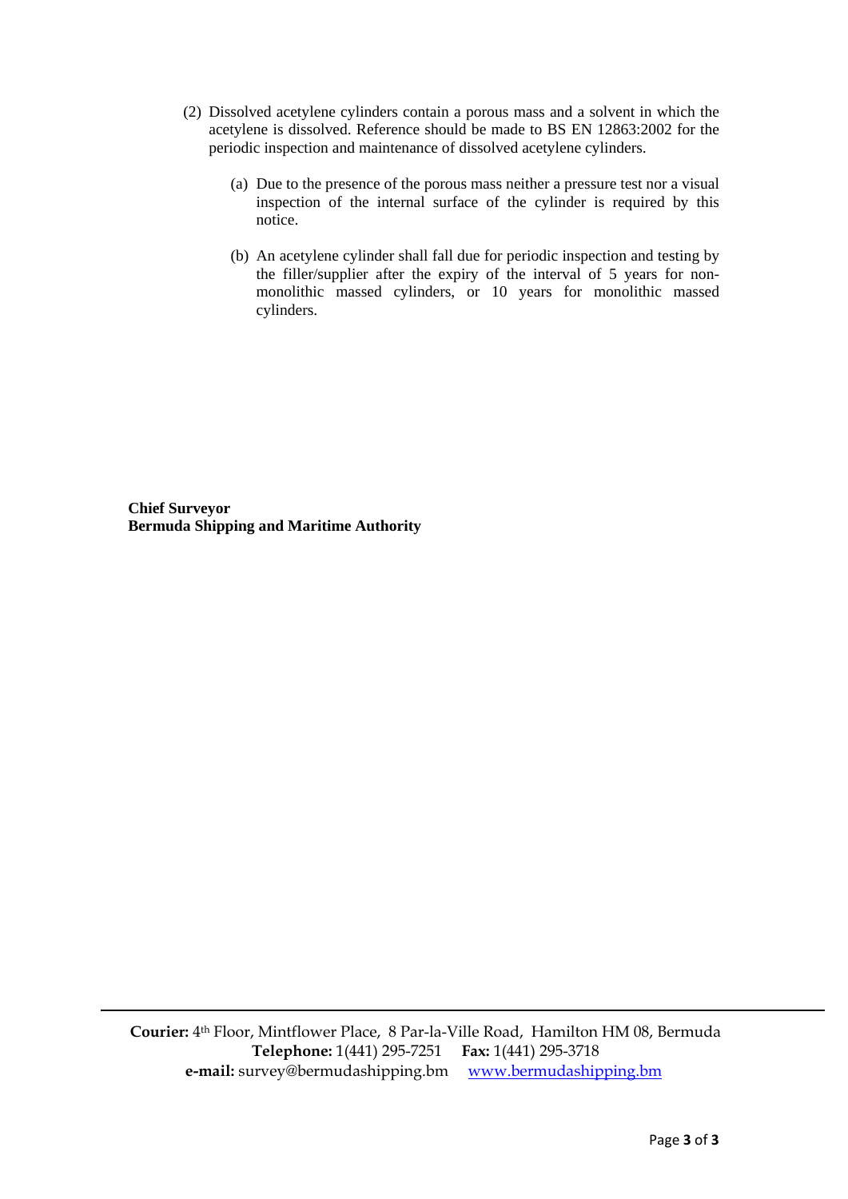(2) Dissolved acetylene cylinders contain a porous mass and a solvent in which the acetylene is dissolved. Reference should be made to BS EN 12863:2002 for the periodic inspection and maintenance of dissolved acetylene cylinders.

   (a) Due to the presence of the porous mass neither a pressure test nor a visual inspection of the internal surface of the cylinder is required by this notice.

   (b) An acetylene cylinder shall fall due for periodic inspection and testing by the filler/supplier after the expiry of the interval of 5 years for non-monolithic massed cylinders, or 10 years for monolithic massed cylinders.

**Chief Surveyor**
**Bermuda Shipping and Maritime Authority**

**Courier:** 4th Floor, Mintflower Place, 8 Par-la-Ville Road, Hamilton HM 08, Bermuda
**Telephone:** 1(441) 295-7251 **Fax:** 1(441) 295-3718
**e-mail:** survey@bermudashipping.bm www.bermudashipping.bm